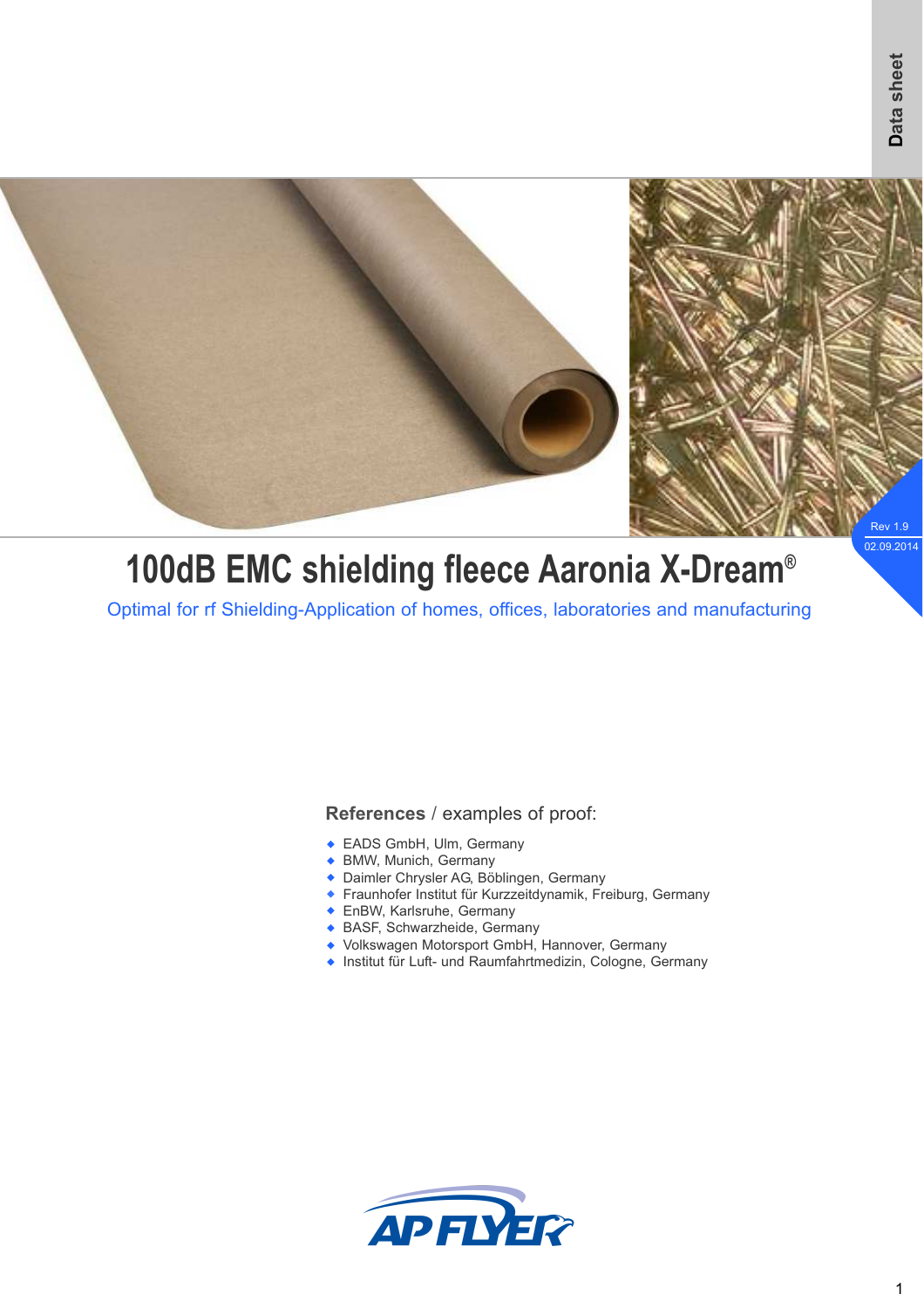Data sheet

Rev 1.9
02.09.2014

# 100dB EMC shielding fleece Aaronia X-Dream®

Optimal for rf Shielding-Application of homes, offices, laboratories and manufacturing

**References** / examples of proof:

- EADS GmbH, Ulm, Germany
- BMW, Munich, Germany
- Daimler Chrysler AG, Böblingen, Germany
- Fraunhofer Institut für Kurzzeitdynamik, Freiburg, Germany
- EnBW, Karlsruhe, Germany
- BASF, Schwarzheide, Germany
- Volkswagen Motorsport GmbH, Hannover, Germany
- Institut für Luft- und Raumfahrtmedizin, Cologne, Germany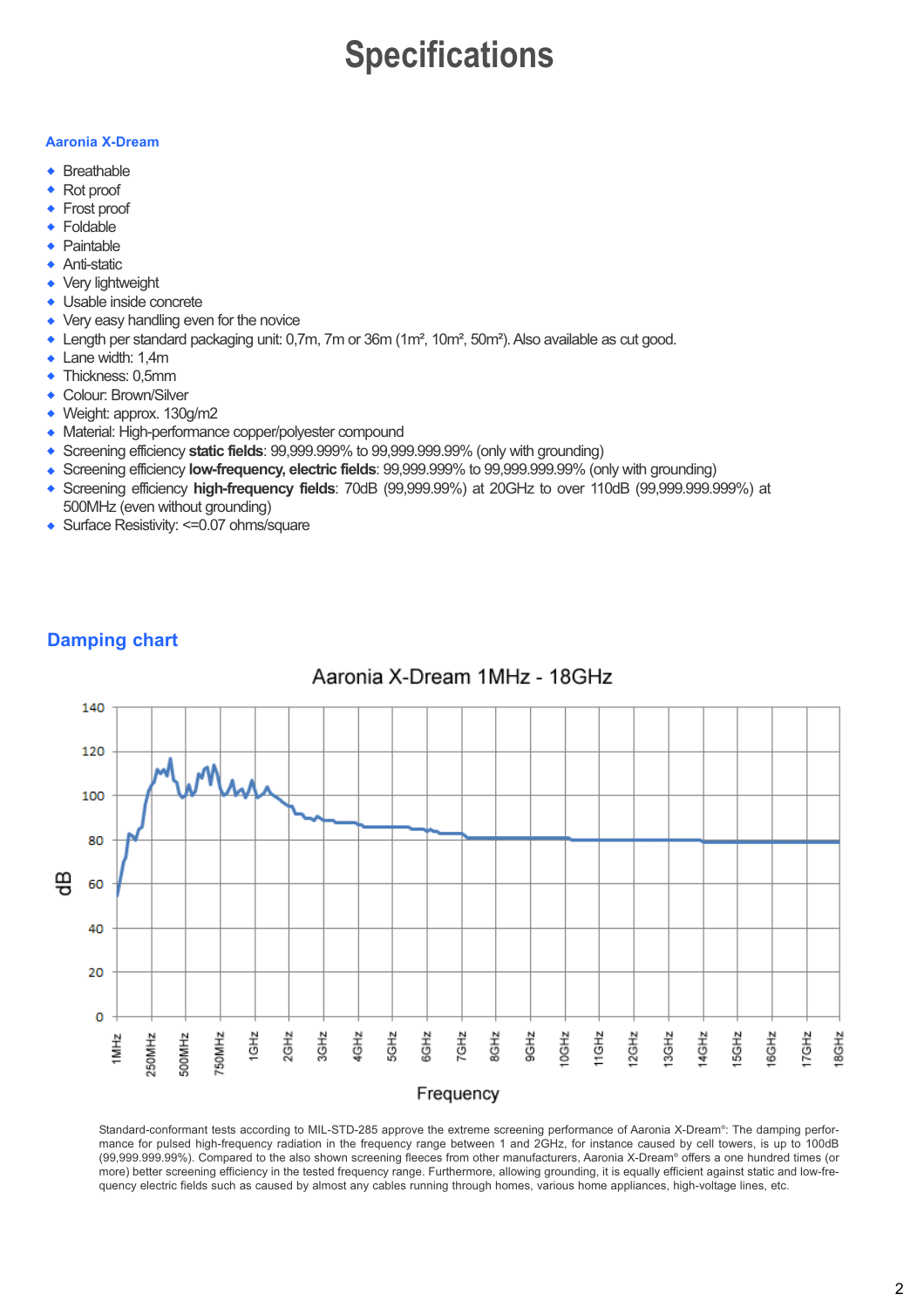# Specifications

### Aaronia X-Dream

- Breathable
- Rot proof
- Frost proof
- Foldable
- Paintable
- Anti-static
- Very lightweight
- Usable inside concrete
- Very easy handling even for the novice
- Length per standard packaging unit: 0,7m, 7m or 36m (1m², 10m², 50m²). Also available as cut good.
- Lane width: 1,4m
- Thickness: 0,5mm
- Colour: Brown/Silver
- Weight: approx. 130g/m2
- Material: High-performance copper/polyester compound
- Screening efficiency **static fields**: 99,999.999% to 99,999.999.99% (only with grounding)
- Screening efficiency **low-frequency, electric fields**: 99,999.999% to 99,999.999.99% (only with grounding)
- Screening efficiency **high-frequency fields**: 70dB (99,999.99%) at 20GHz to over 110dB (99,999.999.999%) at 500MHz (even without grounding)
- Surface Resistivity: <=0.07 ohms/square

## Damping chart

Aaronia X-Dream 1MHz - 18GHz

Standard-conformant tests according to MIL-STD-285 approve the extreme screening performance of Aaronia X-Dream®: The damping performance for pulsed high-frequency radiation in the frequency range between 1 and 2GHz, for instance caused by cell towers, is up to 100dB (99,999.999.99%). Compared to the also shown screening fleeces from other manufacturers, Aaronia X-Dream® offers a one hundred times (or more) better screening efficiency in the tested frequency range. Furthermore, allowing grounding, it is equally efficient against static and low-frequency electric fields such as caused by almost any cables running through homes, various home appliances, high-voltage lines, etc.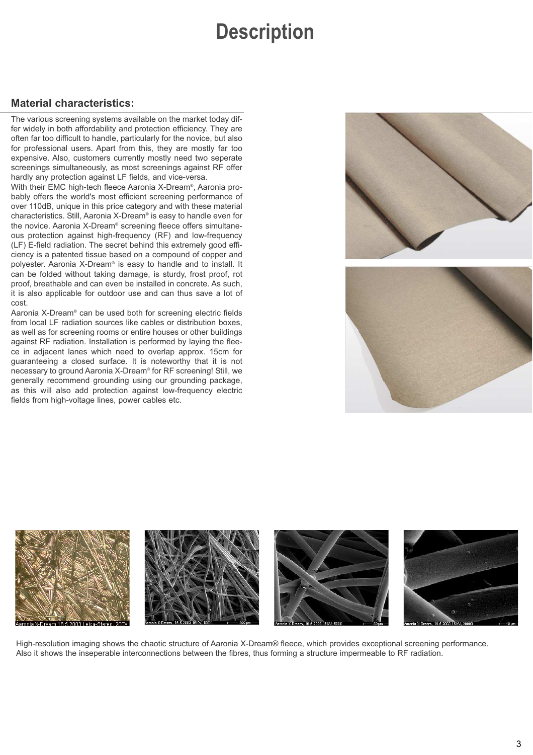# Description

## Material characteristics:

The various screening systems available on the market today differ widely in both affordability and protection efficiency. They are often far too difficult to handle, particularly for the novice, but also for professional users. Apart from this, they are mostly far too expensive. Also, customers currently mostly need two seperate screenings simultaneously, as most screenings against RF offer hardly any protection against LF fields, and vice-versa.
With their EMC high-tech fleece Aaronia X-Dream®, Aaronia probably offers the world's most efficient screening performance of over 110dB, unique in this price category and with these material characteristics. Still, Aaronia X-Dream® is easy to handle even for the novice. Aaronia X-Dream® screening fleece offers simultaneous protection against high-frequency (RF) and low-frequency (LF) E-field radiation. The secret behind this extremely good efficiency is a patented tissue based on a compound of copper and polyester. Aaronia X-Dream® is easy to handle and to install. It can be folded without taking damage, is sturdy, frost proof, rot proof, breathable and can even be installed in concrete. As such, it is also applicable for outdoor use and can thus save a lot of cost.
Aaronia X-Dream® can be used both for screening electric fields from local LF radiation sources like cables or distribution boxes, as well as for screening rooms or entire houses or other buildings against RF radiation. Installation is performed by laying the fleece in adjacent lanes which need to overlap approx. 15cm for guaranteeing a closed surface. It is noteworthy that it is not necessary to ground Aaronia X-Dream® for RF screening! Still, we generally recommend grounding using our grounding package, as this will also add protection against low-frequency electric fields from high-voltage lines, power cables etc.

Aaronia X-Dream 16.5.2003 Leica-Stereo, 200X

Aaronia X-Dream, 16.5.2003 15KV 100X 300 µm

Aaronia X-Dream, 16.5.2003 15KV 500X 50 µm

Aaronia X-Dream, 16.5.2003 15KV 2000X 10 µm

High-resolution imaging shows the chaotic structure of Aaronia X-Dream® fleece, which provides exceptional screening performance. Also it shows the inseperable interconnections between the fibres, thus forming a structure impermeable to RF radiation.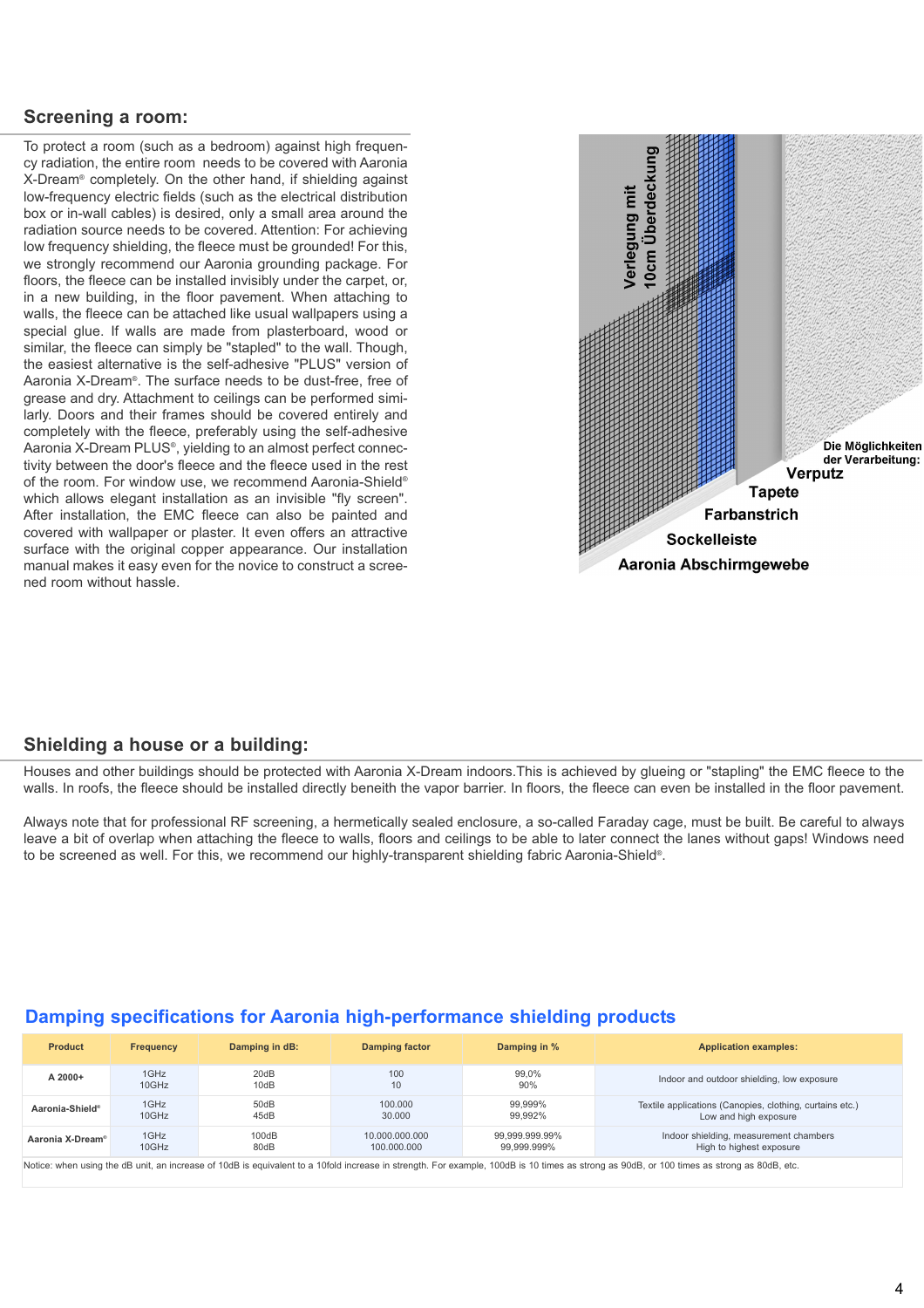## Screening a room:

To protect a room (such as a bedroom) against high frequency radiation, the entire room needs to be covered with Aaronia X-Dream® completely. On the other hand, if shielding against low-frequency electric fields (such as the electrical distribution box or in-wall cables) is desired, only a small area around the radiation source needs to be covered. Attention: For achieving low frequency shielding, the fleece must be grounded! For this, we strongly recommend our Aaronia grounding package. For floors, the fleece can be installed invisibly under the carpet, or, in a new building, in the floor pavement. When attaching to walls, the fleece can be attached like usual wallpapers using a special glue. If walls are made from plasterboard, wood or similar, the fleece can simply be "stapled" to the wall. Though, the easiest alternative is the self-adhesive "PLUS" version of Aaronia X-Dream®. The surface needs to be dust-free, free of grease and dry. Attachment to ceilings can be performed similarly. Doors and their frames should be covered entirely and completely with the fleece, preferably using the self-adhesive Aaronia X-Dream PLUS®, yielding to an almost perfect connectivity between the door's fleece and the fleece used in the rest of the room. For window use, we recommend Aaronia-Shield® which allows elegant installation as an invisible "fly screen". After installation, the EMC fleece can also be painted and covered with wallpaper or plaster. It even offers an attractive surface with the original copper appearance. Our installation manual makes it easy even for the novice to construct a screened room without hassle.

Verlegung mit 10cm Überdeckung

Die Möglichkeiten der Verarbeitung:
Verputz
Tapete
Farbanstrich
Sockelleiste
Aaronia Abschirmgewebe

## Shielding a house or a building:

Houses and other buildings should be protected with Aaronia X-Dream indoors.This is achieved by glueing or "stapling" the EMC fleece to the walls. In roofs, the fleece should be installed directly beneith the vapor barrier. In floors, the fleece can even be installed in the floor pavement.

Always note that for professional RF screening, a hermetically sealed enclosure, a so-called Faraday cage, must be built. Be careful to always leave a bit of overlap when attaching the fleece to walls, floors and ceilings to be able to later connect the lanes without gaps! Windows need to be screened as well. For this, we recommend our highly-transparent shielding fabric Aaronia-Shield®.

## Damping specifications for Aaronia high-performance shielding products

| Product | Frequency | Damping in dB: | Damping factor | Damping in % | Application examples: |
|---|---|---|---|---|---|
| A 2000+ | 1GHz<br>10GHz | 20dB<br>10dB | 100<br>10 | 99,0%<br>90% | Indoor and outdoor shielding, low exposure |
| Aaronia-Shield® | 1GHz<br>10GHz | 50dB<br>45dB | 100.000<br>30.000 | 99,999%<br>99,992% | Textile applications (Canopies, clothing, curtains etc.)<br>Low and high exposure |
| Aaronia X-Dream® | 1GHz<br>10GHz | 100dB<br>80dB | 10.000.000.000<br>100.000.000 | 99,999.999.99%<br>99,999.999% | Indoor shielding, measurement chambers<br>High to highest exposure |

Notice: when using the dB unit, an increase of 10dB is equivalent to a 10fold increase in strength. For example, 100dB is 10 times as strong as 90dB, or 100 times as strong as 80dB, etc.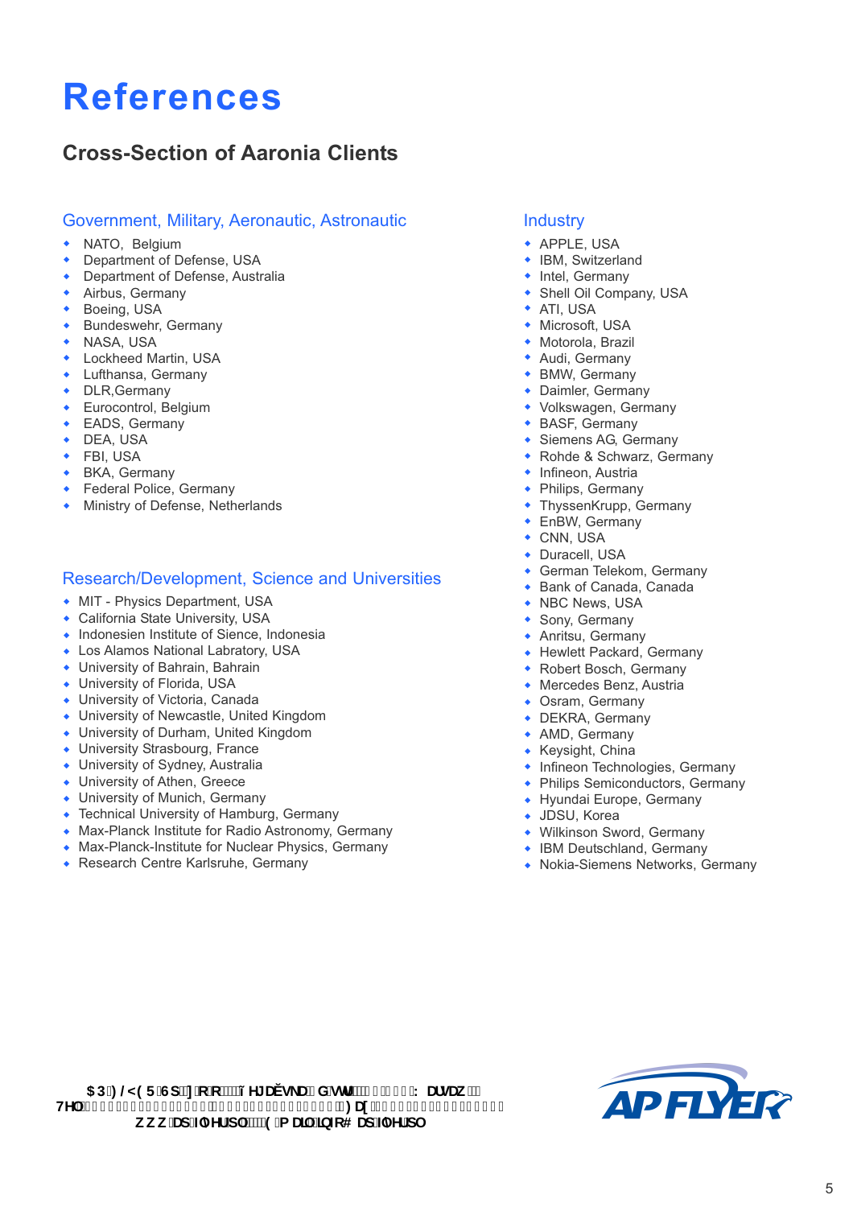# References

## Cross-Section of Aaronia Clients

### Government, Military, Aeronautic, Astronautic

- NATO, Belgium
- Department of Defense, USA
- Department of Defense, Australia
- Airbus, Germany
- Boeing, USA
- Bundeswehr, Germany
- NASA, USA
- Lockheed Martin, USA
- Lufthansa, Germany
- DLR,Germany
- Eurocontrol, Belgium
- EADS, Germany
- DEA, USA
- FBI, USA
- BKA, Germany
- Federal Police, Germany
- Ministry of Defense, Netherlands

### Research/Development, Science and Universities

- MIT - Physics Department, USA
- California State University, USA
- Indonesien Institute of Sience, Indonesia
- Los Alamos National Labratory, USA
- University of Bahrain, Bahrain
- University of Florida, USA
- University of Victoria, Canada
- University of Newcastle, United Kingdom
- University of Durham, United Kingdom
- University Strasbourg, France
- University of Sydney, Australia
- University of Athen, Greece
- University of Munich, Germany
- Technical University of Hamburg, Germany
- Max-Planck Institute for Radio Astronomy, Germany
- Max-Planck-Institute for Nuclear Physics, Germany
- Research Centre Karlsruhe, Germany

### Industry

- APPLE, USA
- IBM, Switzerland
- Intel, Germany
- Shell Oil Company, USA
- ATI, USA
- Microsoft, USA
- Motorola, Brazil
- Audi, Germany
- BMW, Germany
- Daimler, Germany
- Volkswagen, Germany
- BASF, Germany
- Siemens AG, Germany
- Rohde & Schwarz, Germany
- Infineon, Austria
- Philips, Germany
- ThyssenKrupp, Germany
- EnBW, Germany
- CNN, USA
- Duracell, USA
- German Telekom, Germany
- Bank of Canada, Canada
- NBC News, USA
- Sony, Germany
- Anritsu, Germany
- Hewlett Packard, Germany
- Robert Bosch, Germany
- Mercedes Benz, Austria
- Osram, Germany
- DEKRA, Germany
- AMD, Germany
- Keysight, China
- Infineon Technologies, Germany
- Philips Semiconductors, Germany
- Hyundai Europe, Germany
- JDSU, Korea
- Wilkinson Sword, Germany
- IBM Deutschland, Germany
- Nokia-Siemens Networks, Germany

AP FLYER